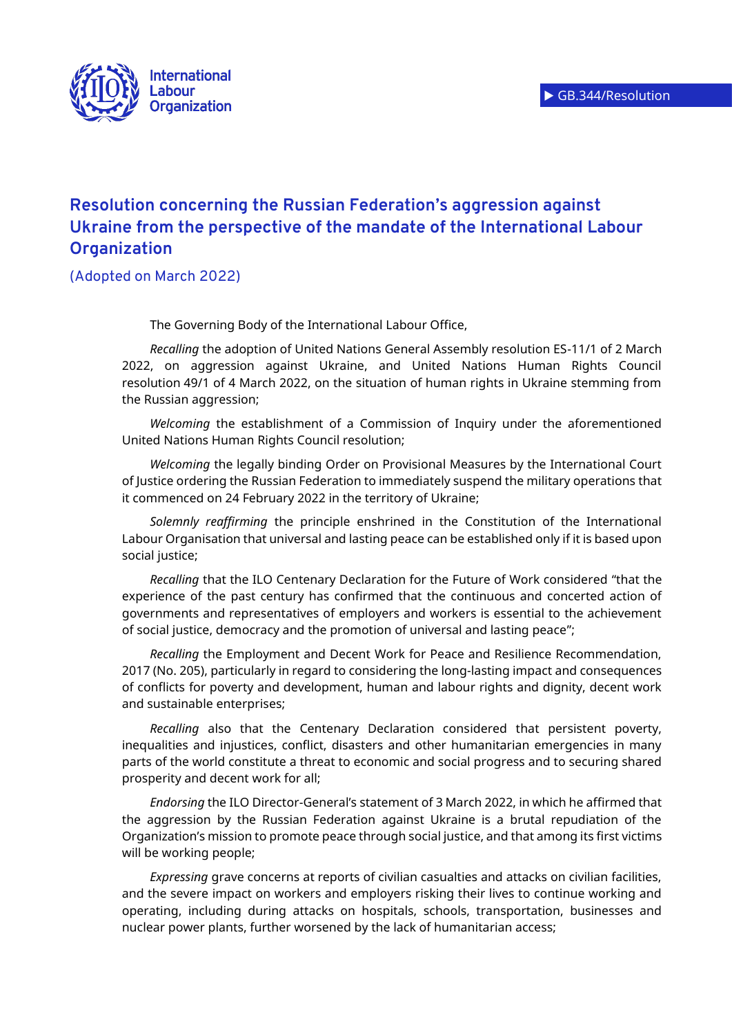GB.344/Resolution

# Resolution concerning the Russian Federation's aggression against Ukraine from the perspective of the mandate of the International Labour Organization

(Adopted on March 2022)

The Governing Body of the International Labour Office,

*Recalling* the adoption of United Nations General Assembly resolution ES-11/1 of 2 March 2022, on aggression against Ukraine, and United Nations Human Rights Council resolution 49/1 of 4 March 2022, on the situation of human rights in Ukraine stemming from the Russian aggression;

*Welcoming* the establishment of a Commission of Inquiry under the aforementioned United Nations Human Rights Council resolution;

*Welcoming* the legally binding Order on Provisional Measures by the International Court of Justice ordering the Russian Federation to immediately suspend the military operations that it commenced on 24 February 2022 in the territory of Ukraine;

*Solemnly reaffirming* the principle enshrined in the Constitution of the International Labour Organisation that universal and lasting peace can be established only if it is based upon social justice;

*Recalling* that the ILO Centenary Declaration for the Future of Work considered "that the experience of the past century has confirmed that the continuous and concerted action of governments and representatives of employers and workers is essential to the achievement of social justice, democracy and the promotion of universal and lasting peace";

*Recalling* the Employment and Decent Work for Peace and Resilience Recommendation, 2017 (No. 205), particularly in regard to considering the long-lasting impact and consequences of conflicts for poverty and development, human and labour rights and dignity, decent work and sustainable enterprises;

*Recalling* also that the Centenary Declaration considered that persistent poverty, inequalities and injustices, conflict, disasters and other humanitarian emergencies in many parts of the world constitute a threat to economic and social progress and to securing shared prosperity and decent work for all;

*Endorsing* the ILO Director-General's statement of 3 March 2022, in which he affirmed that the aggression by the Russian Federation against Ukraine is a brutal repudiation of the Organization's mission to promote peace through social justice, and that among its first victims will be working people;

*Expressing* grave concerns at reports of civilian casualties and attacks on civilian facilities, and the severe impact on workers and employers risking their lives to continue working and operating, including during attacks on hospitals, schools, transportation, businesses and nuclear power plants, further worsened by the lack of humanitarian access;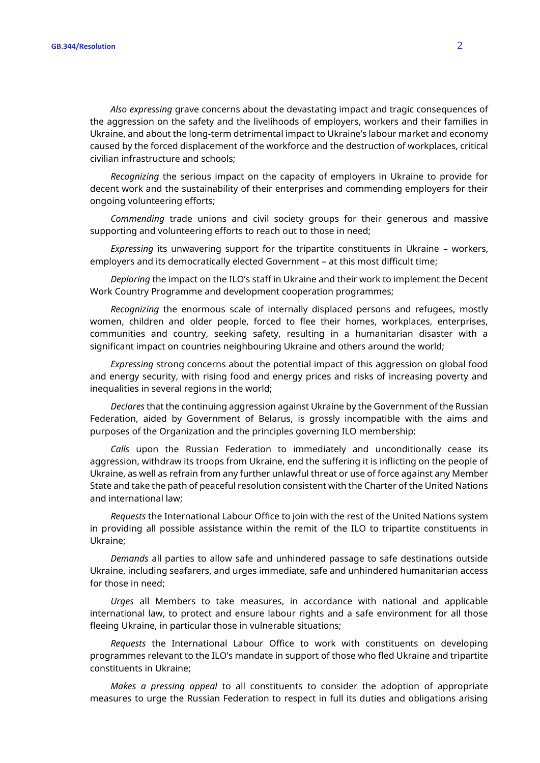*Also expressing* grave concerns about the devastating impact and tragic consequences of the aggression on the safety and the livelihoods of employers, workers and their families in Ukraine, and about the long-term detrimental impact to Ukraine's labour market and economy caused by the forced displacement of the workforce and the destruction of workplaces, critical civilian infrastructure and schools;

*Recognizing* the serious impact on the capacity of employers in Ukraine to provide for decent work and the sustainability of their enterprises and commending employers for their ongoing volunteering efforts;

*Commending* trade unions and civil society groups for their generous and massive supporting and volunteering efforts to reach out to those in need;

*Expressing* its unwavering support for the tripartite constituents in Ukraine – workers, employers and its democratically elected Government – at this most difficult time;

*Deploring* the impact on the ILO's staff in Ukraine and their work to implement the Decent Work Country Programme and development cooperation programmes;

*Recognizing* the enormous scale of internally displaced persons and refugees, mostly women, children and older people, forced to flee their homes, workplaces, enterprises, communities and country, seeking safety, resulting in a humanitarian disaster with a significant impact on countries neighbouring Ukraine and others around the world;

*Expressing* strong concerns about the potential impact of this aggression on global food and energy security, with rising food and energy prices and risks of increasing poverty and inequalities in several regions in the world;

*Declares* that the continuing aggression against Ukraine by the Government of the Russian Federation, aided by Government of Belarus, is grossly incompatible with the aims and purposes of the Organization and the principles governing ILO membership;

*Calls* upon the Russian Federation to immediately and unconditionally cease its aggression, withdraw its troops from Ukraine, end the suffering it is inflicting on the people of Ukraine, as well as refrain from any further unlawful threat or use of force against any Member State and take the path of peaceful resolution consistent with the Charter of the United Nations and international law;

*Requests* the International Labour Office to join with the rest of the United Nations system in providing all possible assistance within the remit of the ILO to tripartite constituents in Ukraine;

*Demands* all parties to allow safe and unhindered passage to safe destinations outside Ukraine, including seafarers, and urges immediate, safe and unhindered humanitarian access for those in need;

*Urges* all Members to take measures, in accordance with national and applicable international law, to protect and ensure labour rights and a safe environment for all those fleeing Ukraine, in particular those in vulnerable situations;

*Requests* the International Labour Office to work with constituents on developing programmes relevant to the ILO's mandate in support of those who fled Ukraine and tripartite constituents in Ukraine;

*Makes a pressing appeal* to all constituents to consider the adoption of appropriate measures to urge the Russian Federation to respect in full its duties and obligations arising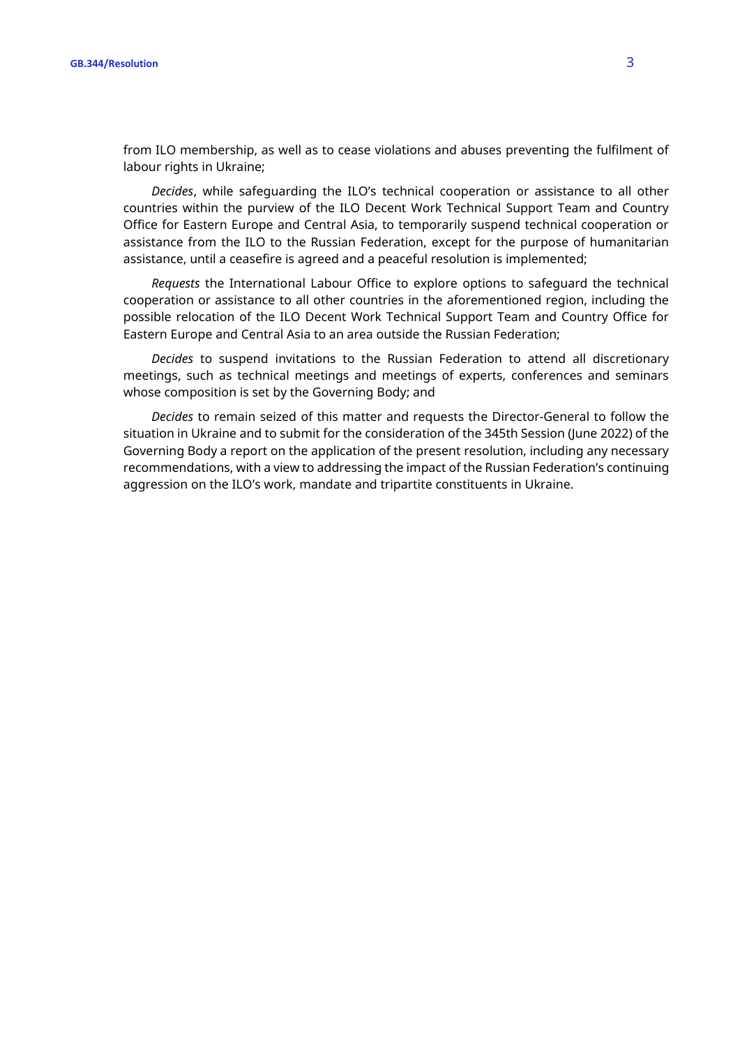from ILO membership, as well as to cease violations and abuses preventing the fulfilment of labour rights in Ukraine;

*Decides*, while safeguarding the ILO's technical cooperation or assistance to all other countries within the purview of the ILO Decent Work Technical Support Team and Country Office for Eastern Europe and Central Asia, to temporarily suspend technical cooperation or assistance from the ILO to the Russian Federation, except for the purpose of humanitarian assistance, until a ceasefire is agreed and a peaceful resolution is implemented;

*Requests* the International Labour Office to explore options to safeguard the technical cooperation or assistance to all other countries in the aforementioned region, including the possible relocation of the ILO Decent Work Technical Support Team and Country Office for Eastern Europe and Central Asia to an area outside the Russian Federation;

*Decides* to suspend invitations to the Russian Federation to attend all discretionary meetings, such as technical meetings and meetings of experts, conferences and seminars whose composition is set by the Governing Body; and

*Decides* to remain seized of this matter and requests the Director-General to follow the situation in Ukraine and to submit for the consideration of the 345th Session (June 2022) of the Governing Body a report on the application of the present resolution, including any necessary recommendations, with a view to addressing the impact of the Russian Federation's continuing aggression on the ILO's work, mandate and tripartite constituents in Ukraine.